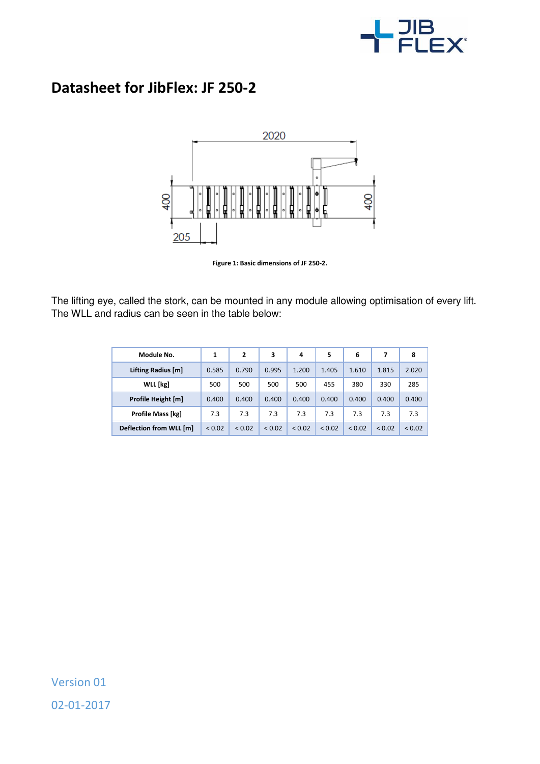# Datasheet for JibFlex: JF 250-2

Figure 1: Basic dimensions of JF 250-2.

The lifting eye, called the stork, can be mounted in any module allowing optimisation of every lift. The WLL and radius can be seen in the table below:

| Module No. | 1 | 2 | 3 | 4 | 5 | 6 | 7 | 8 |
|---|---|---|---|---|---|---|---|---|
| Lifting Radius [m] | 0.585 | 0.790 | 0.995 | 1.200 | 1.405 | 1.610 | 1.815 | 2.020 |
| WLL [kg] | 500 | 500 | 500 | 500 | 455 | 380 | 330 | 285 |
| Profile Height [m] | 0.400 | 0.400 | 0.400 | 0.400 | 0.400 | 0.400 | 0.400 | 0.400 |
| Profile Mass [kg] | 7.3 | 7.3 | 7.3 | 7.3 | 7.3 | 7.3 | 7.3 | 7.3 |
| Deflection from WLL [m] | < 0.02 | < 0.02 | < 0.02 | < 0.02 | < 0.02 | < 0.02 | < 0.02 | < 0.02 |

Version 01

02-01-2017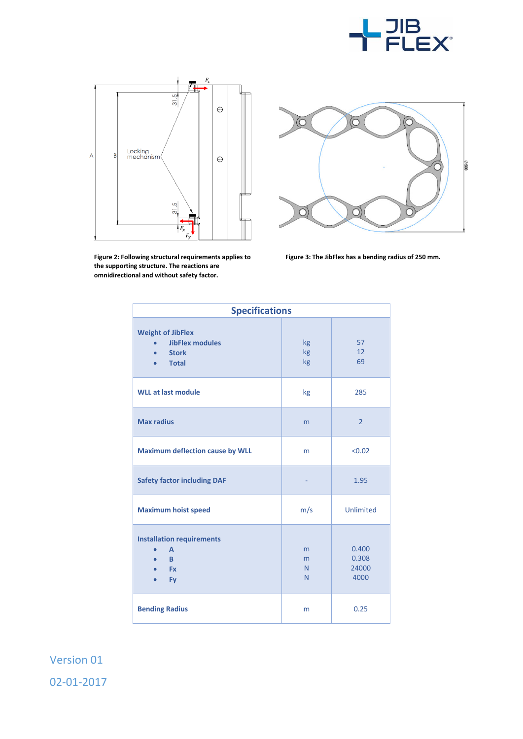Figure 2: Following structural requirements applies to the supporting structure. The reactions are omnidirectional and without safety factor.

Figure 3: The JibFlex has a bending radius of 250 mm.

| Specifications | | |
|---|---|---|
| **Weight of JibFlex**<br>• JibFlex modules<br>• Stork<br>• Total | kg<br>kg<br>kg | 57<br>12<br>69 |
| **WLL at last module** | kg | 285 |
| **Max radius** | m | 2 |
| **Maximum deflection cause by WLL** | m | <0.02 |
| **Safety factor including DAF** | - | 1.95 |
| **Maximum hoist speed** | m/s | Unlimited |
| **Installation requirements**<br>• A<br>• B<br>• Fx<br>• Fy | m<br>m<br>N<br>N | 0.400<br>0.308<br>24000<br>4000 |
| **Bending Radius** | m | 0.25 |

Version 01

02-01-2017